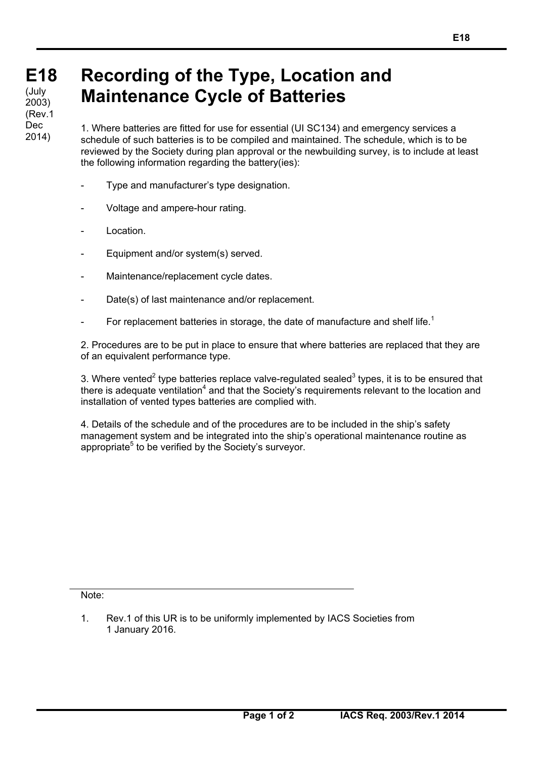# E18 Recording of the Type, Location and Maintenance Cycle of Batteries

(July 2003)
(Rev.1 Dec 2014)

1. Where batteries are fitted for use for essential (UI SC134) and emergency services a schedule of such batteries is to be compiled and maintained. The schedule, which is to be reviewed by the Society during plan approval or the newbuilding survey, is to include at least the following information regarding the battery(ies):

- Type and manufacturer's type designation.
- Voltage and ampere-hour rating.
- Location.
- Equipment and/or system(s) served.
- Maintenance/replacement cycle dates.
- Date(s) of last maintenance and/or replacement.
- For replacement batteries in storage, the date of manufacture and shelf life.[1]

2. Procedures are to be put in place to ensure that where batteries are replaced that they are of an equivalent performance type.

3. Where vented[2] type batteries replace valve-regulated sealed[3] types, it is to be ensured that there is adequate ventilation[4] and that the Society's requirements relevant to the location and installation of vented types batteries are complied with.

4. Details of the schedule and of the procedures are to be included in the ship's safety management system and be integrated into the ship's operational maintenance routine as appropriate[5] to be verified by the Society's surveyor.

---

Note:

1. Rev.1 of this UR is to be uniformly implemented by IACS Societies from 1 January 2016.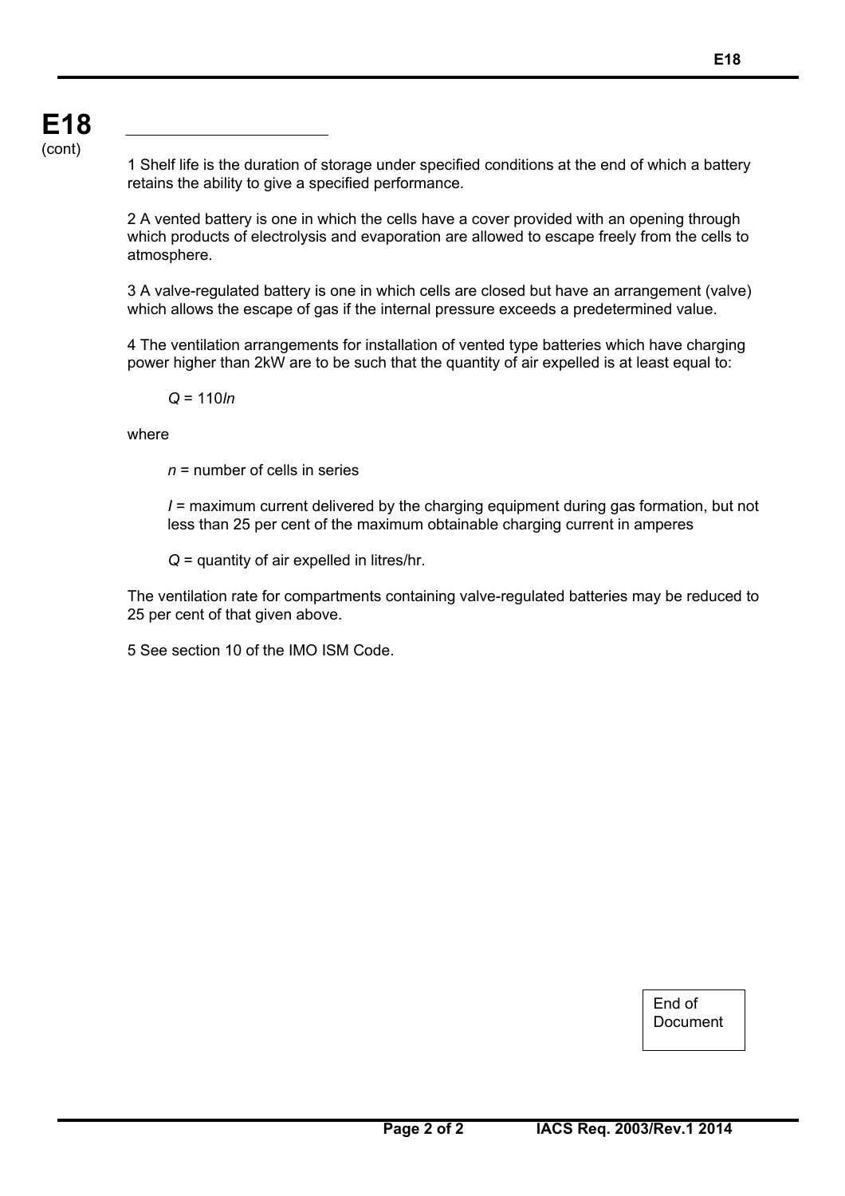1 Shelf life is the duration of storage under specified conditions at the end of which a battery retains the ability to give a specified performance.

2 A vented battery is one in which the cells have a cover provided with an opening through which products of electrolysis and evaporation are allowed to escape freely from the cells to atmosphere.

3 A valve-regulated battery is one in which cells are closed but have an arrangement (valve) which allows the escape of gas if the internal pressure exceeds a predetermined value.

4 The ventilation arrangements for installation of vented type batteries which have charging power higher than 2kW are to be such that the quantity of air expelled is at least equal to:

$$Q = 110In$$

where

$n$ = number of cells in series

$I$ = maximum current delivered by the charging equipment during gas formation, but not less than 25 per cent of the maximum obtainable charging current in amperes

$Q$ = quantity of air expelled in litres/hr.

The ventilation rate for compartments containing valve-regulated batteries may be reduced to 25 per cent of that given above.

5 See section 10 of the IMO ISM Code.

End of Document